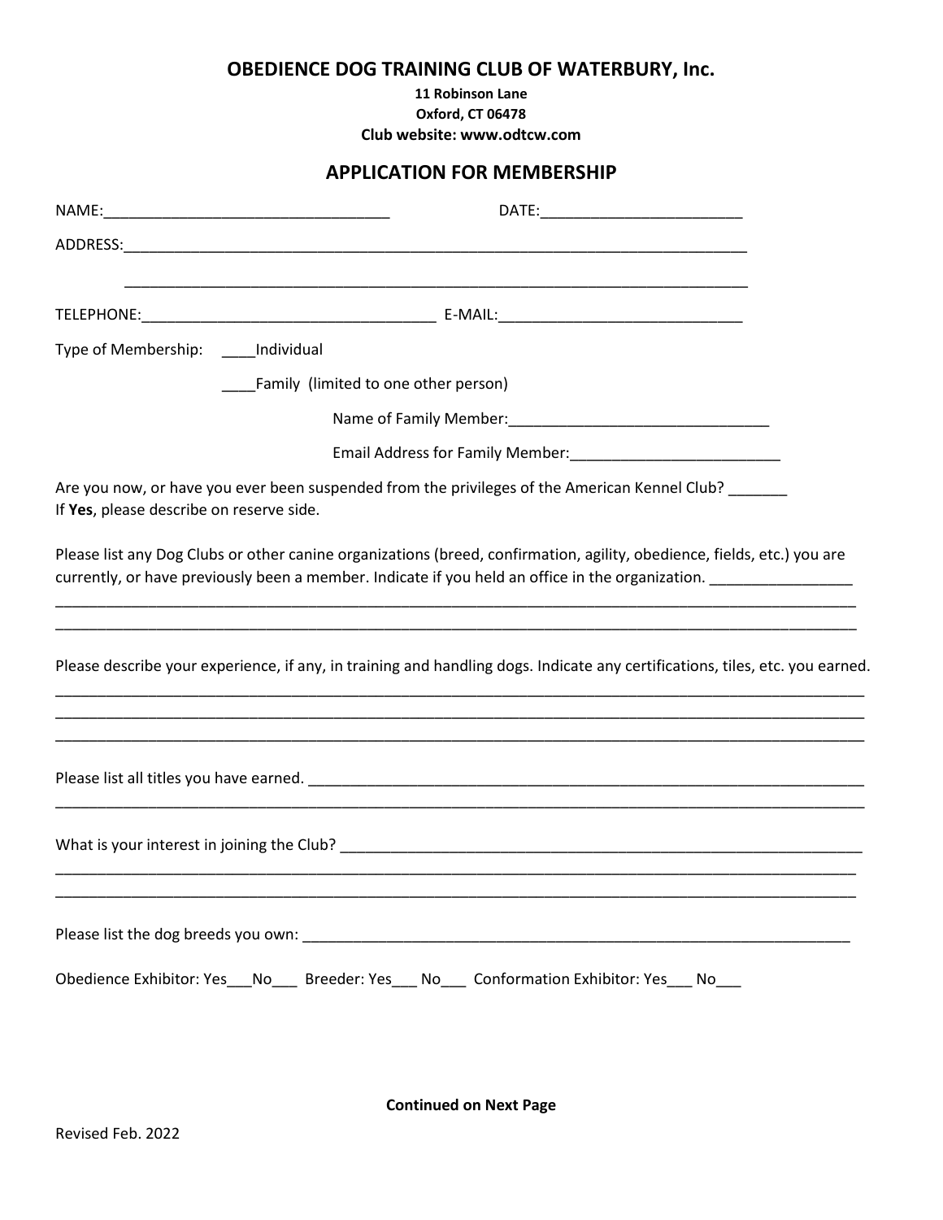# OBEDIENCE DOG TRAINING CLUB OF WATERBURY, Inc.

**11 Robinson Lane**
**Oxford, CT 06478**
**Club website: www.odtcw.com**

## APPLICATION FOR MEMBERSHIP

NAME:_________________________________ DATE:________________________

ADDRESS:___________________________________________________________________________

___________________________________________________________________________

TELEPHONE:___________________________________ E-MAIL:_____________________________

Type of Membership: ____Individual

____Family (limited to one other person)

Name of Family Member:_______________________________

Email Address for Family Member:_________________________

Are you now, or have you ever been suspended from the privileges of the American Kennel Club? _______
If **Yes**, please describe on reserve side.

Please list any Dog Clubs or other canine organizations (breed, confirmation, agility, obedience, fields, etc.) you are currently, or have previously been a member. Indicate if you held an office in the organization. ________________

_____________________________________________________________________________________________

_____________________________________________________________________________________________

Please describe your experience, if any, in training and handling dogs. Indicate any certifications, tiles, etc. you earned.

_____________________________________________________________________________________________

_____________________________________________________________________________________________

_____________________________________________________________________________________________

Please list all titles you have earned. ____________________________________________________________________

_____________________________________________________________________________________________

What is your interest in joining the Club? _________________________________________________________________

_____________________________________________________________________________________________

_____________________________________________________________________________________________

Please list the dog breeds you own: _____________________________________________________________________

Obedience Exhibitor: Yes___No___ Breeder: Yes___ No___ Conformation Exhibitor: Yes___ No___

**Continued on Next Page**

Revised Feb. 2022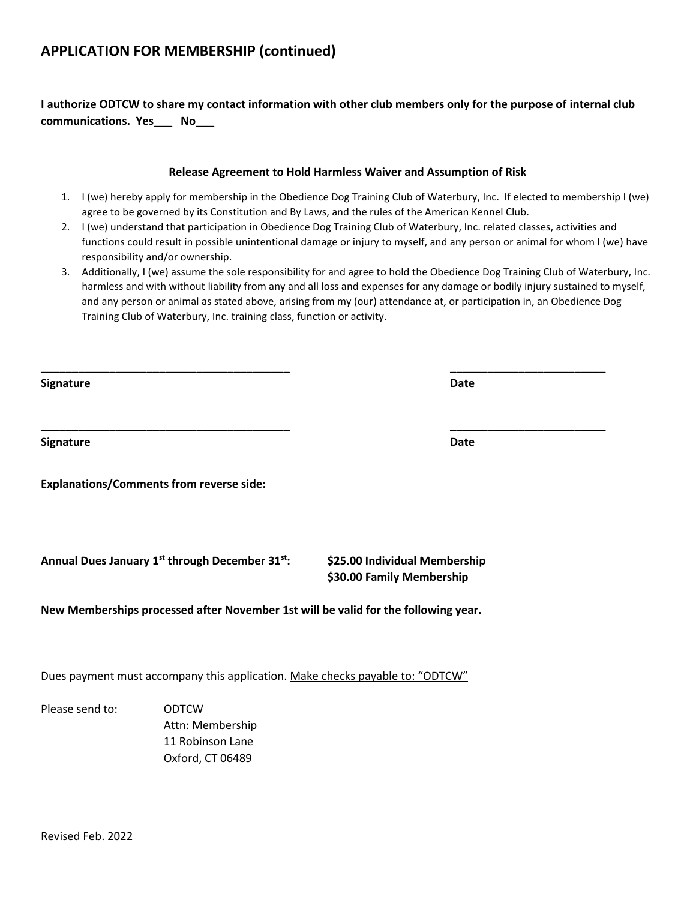## APPLICATION FOR MEMBERSHIP (continued)

**I authorize ODTCW to share my contact information with other club members only for the purpose of internal club communications. Yes___ No___**

**Release Agreement to Hold Harmless Waiver and Assumption of Risk**

1. I (we) hereby apply for membership in the Obedience Dog Training Club of Waterbury, Inc. If elected to membership I (we) agree to be governed by its Constitution and By Laws, and the rules of the American Kennel Club.
2. I (we) understand that participation in Obedience Dog Training Club of Waterbury, Inc. related classes, activities and functions could result in possible unintentional damage or injury to myself, and any person or animal for whom I (we) have responsibility and/or ownership.
3. Additionally, I (we) assume the sole responsibility for and agree to hold the Obedience Dog Training Club of Waterbury, Inc. harmless and with without liability from any and all loss and expenses for any damage or bodily injury sustained to myself, and any person or animal as stated above, arising from my (our) attendance at, or participation in, an Obedience Dog Training Club of Waterbury, Inc. training class, function or activity.

________________________________________ ________________________

**Signature** **Date**

________________________________________ ________________________

**Signature** **Date**

**Explanations/Comments from reverse side:**

**Annual Dues January 1st through December 31st:** **$25.00 Individual Membership**
**$30.00 Family Membership**

**New Memberships processed after November 1st will be valid for the following year.**

Dues payment must accompany this application. Make checks payable to: "ODTCW"

Please send to:
ODTCW
Attn: Membership
11 Robinson Lane
Oxford, CT 06489

Revised Feb. 2022